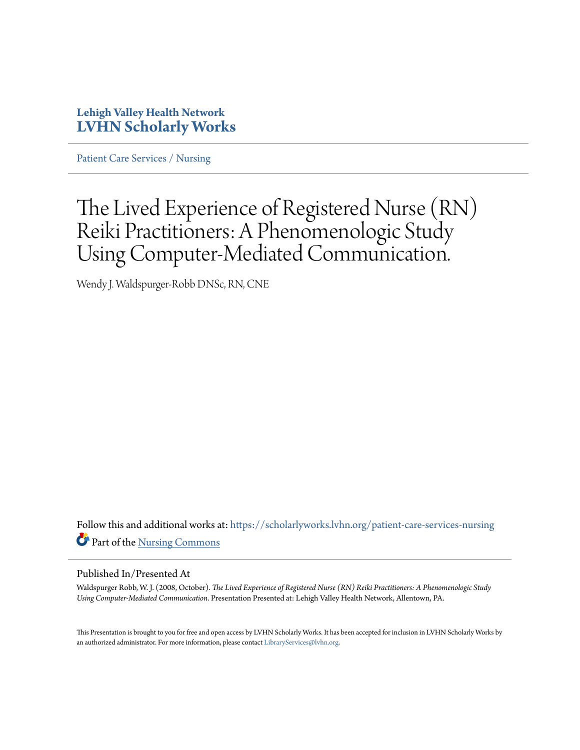**Lehigh Valley Health Network**
**LVHN Scholarly Works**

Patient Care Services / Nursing

# The Lived Experience of Registered Nurse (RN) Reiki Practitioners: A Phenomenologic Study Using Computer-Mediated Communication.

Wendy J. Waldspurger-Robb DNSc, RN, CNE

Follow this and additional works at: https://scholarlyworks.lvhn.org/patient-care-services-nursing

Part of the Nursing Commons

## Published In/Presented At

Waldspurger Robb, W. J. (2008, October). *The Lived Experience of Registered Nurse (RN) Reiki Practitioners: A Phenomenologic Study Using Computer-Mediated Communication*. Presentation Presented at: Lehigh Valley Health Network, Allentown, PA.

This Presentation is brought to you for free and open access by LVHN Scholarly Works. It has been accepted for inclusion in LVHN Scholarly Works by an authorized administrator. For more information, please contact LibraryServices@lvhn.org.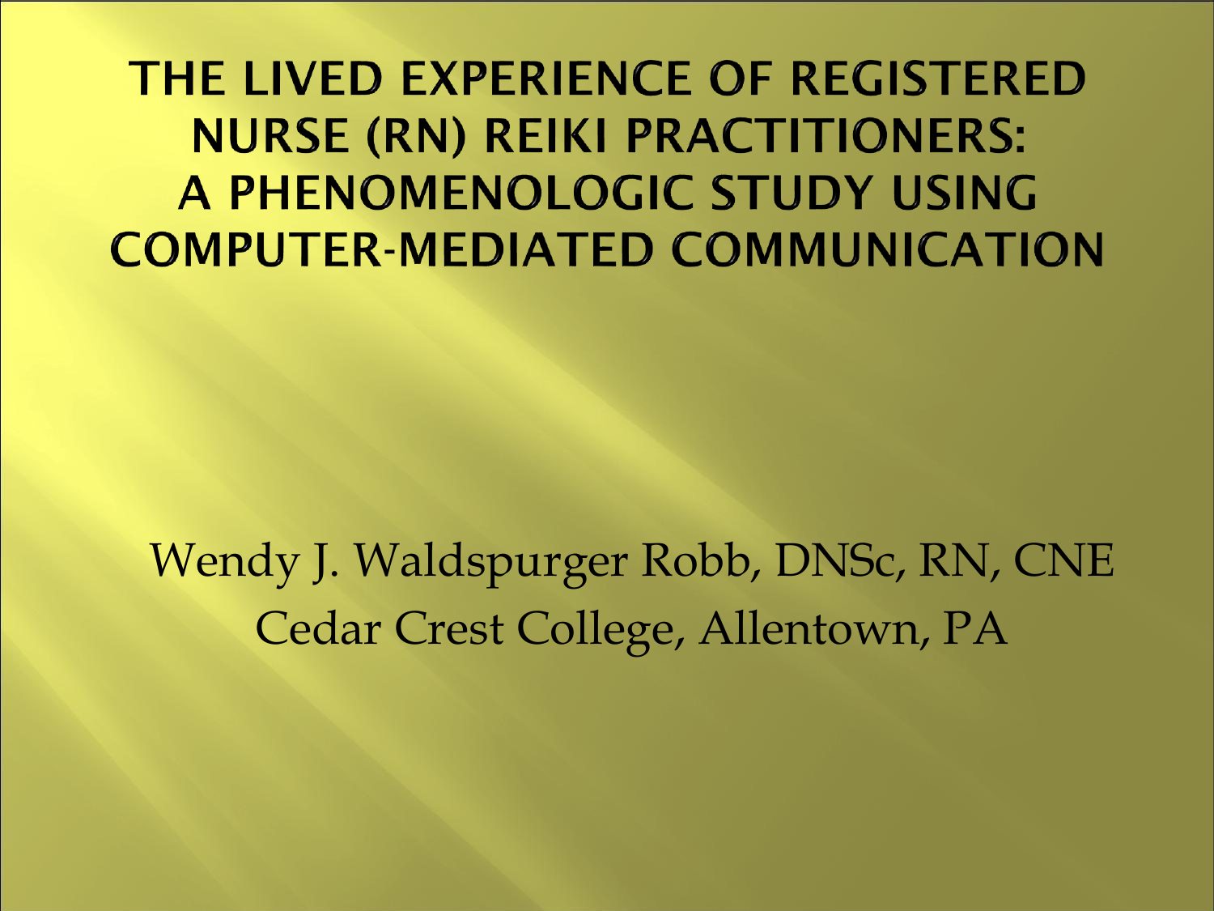# THE LIVED EXPERIENCE OF REGISTERED NURSE (RN) REIKI PRACTITIONERS: A PHENOMENOLOGIC STUDY USING COMPUTER-MEDIATED COMMUNICATION

Wendy J. Waldspurger Robb, DNSc, RN, CNE

Cedar Crest College, Allentown, PA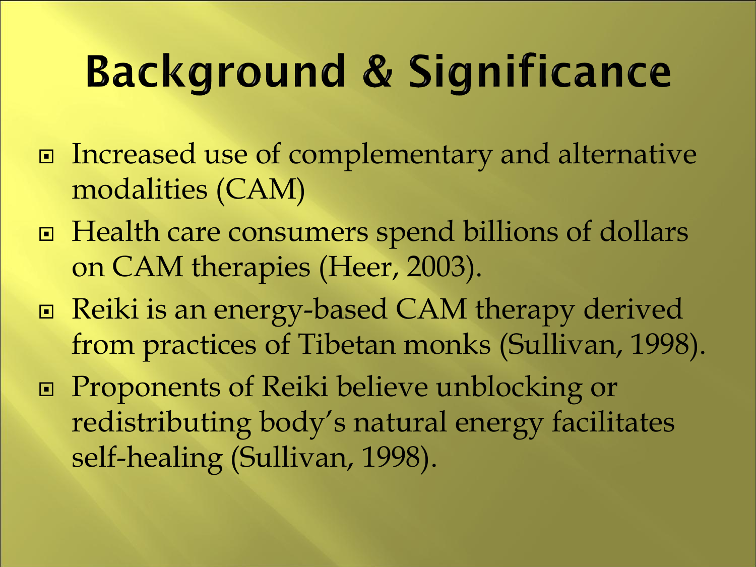# Background & Significance

- Increased use of complementary and alternative modalities (CAM)
- Health care consumers spend billions of dollars on CAM therapies (Heer, 2003).
- Reiki is an energy-based CAM therapy derived from practices of Tibetan monks (Sullivan, 1998).
- Proponents of Reiki believe unblocking or redistributing body's natural energy facilitates self-healing (Sullivan, 1998).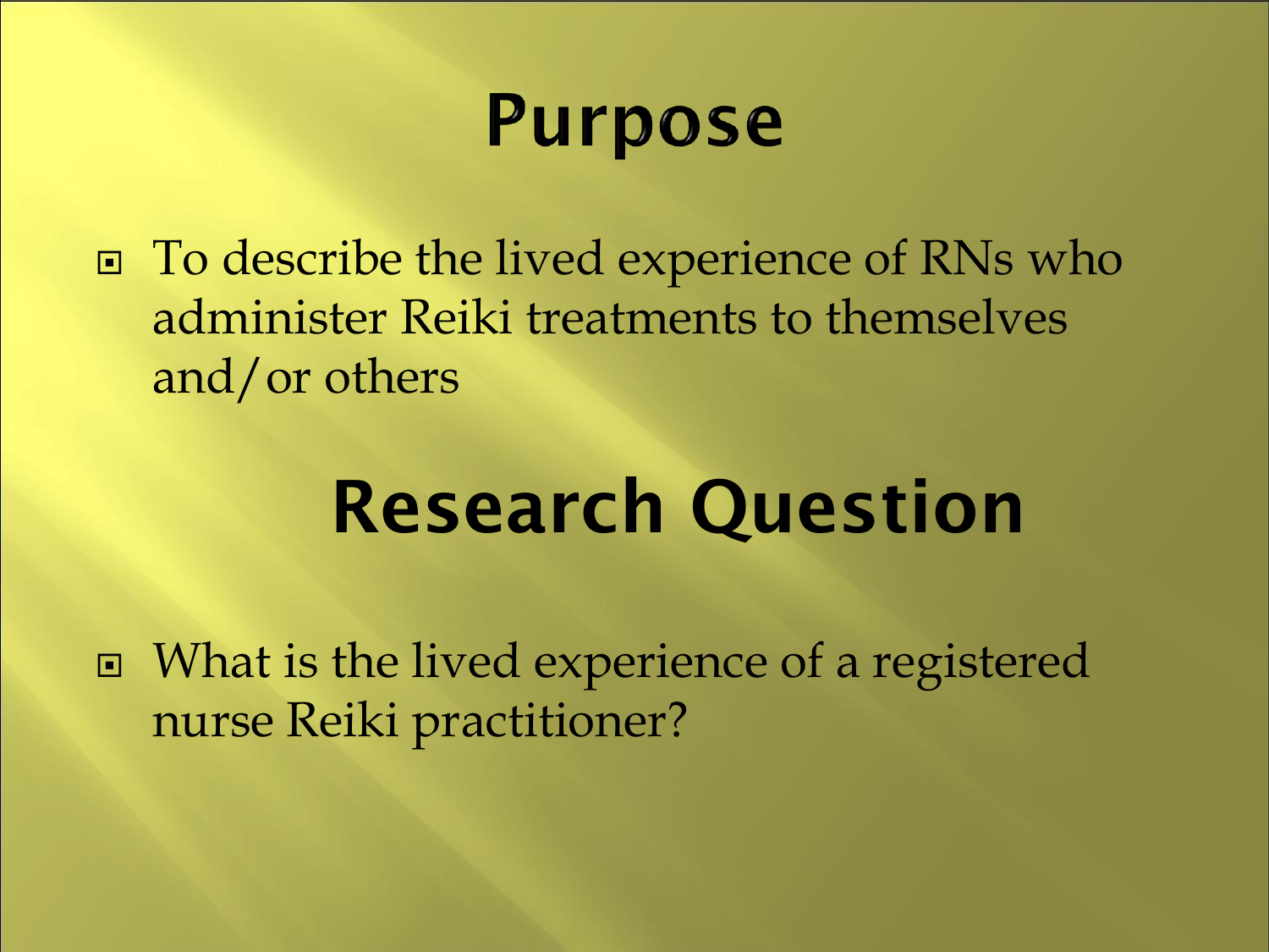# Purpose

- To describe the lived experience of RNs who administer Reiki treatments to themselves and/or others

# Research Question

- What is the lived experience of a registered nurse Reiki practitioner?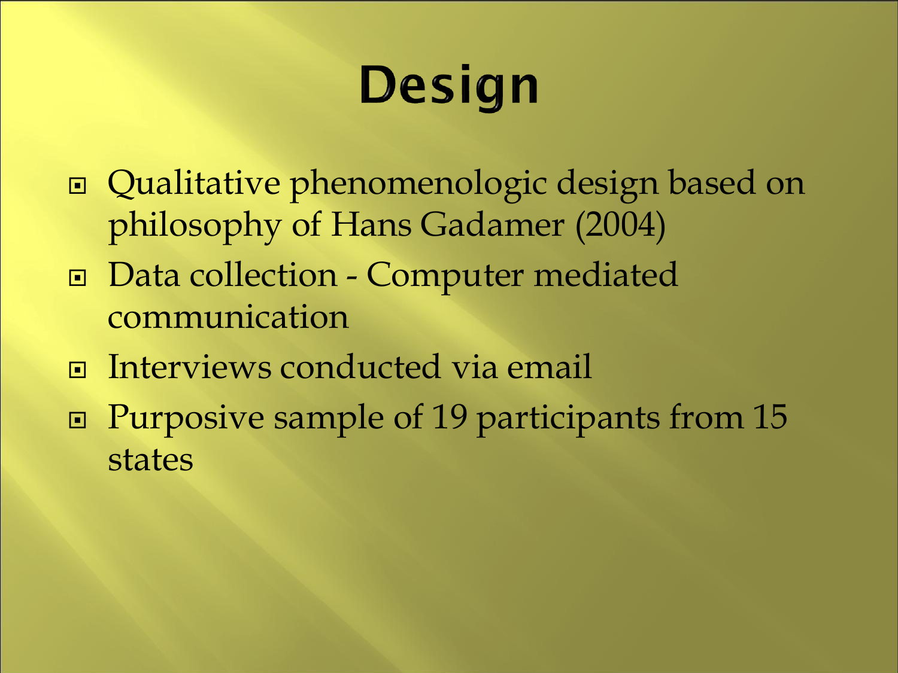# Design

- Qualitative phenomenologic design based on philosophy of Hans Gadamer (2004)
- Data collection - Computer mediated communication
- Interviews conducted via email
- Purposive sample of 19 participants from 15 states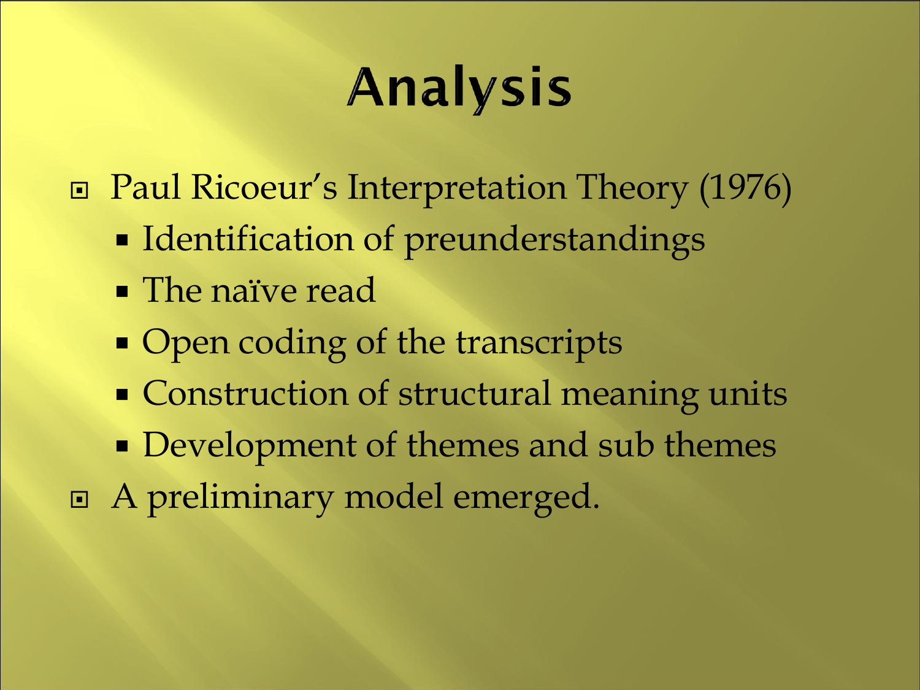# Analysis

- Paul Ricoeur's Interpretation Theory (1976)
  - Identification of preunderstandings
  - The naïve read
  - Open coding of the transcripts
  - Construction of structural meaning units
  - Development of themes and sub themes
- A preliminary model emerged.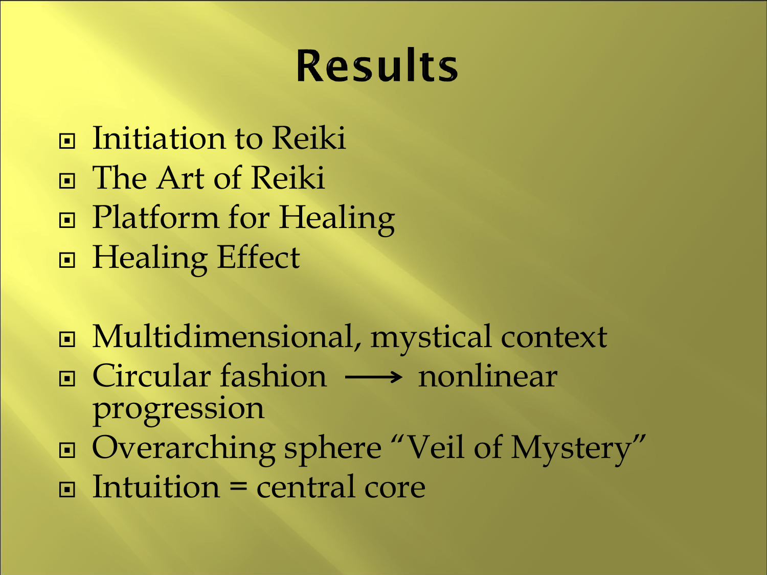# Results

- Initiation to Reiki
- The Art of Reiki
- Platform for Healing
- Healing Effect

- Multidimensional, mystical context
- Circular fashion ⟶ nonlinear progression
- Overarching sphere "Veil of Mystery"
- Intuition = central core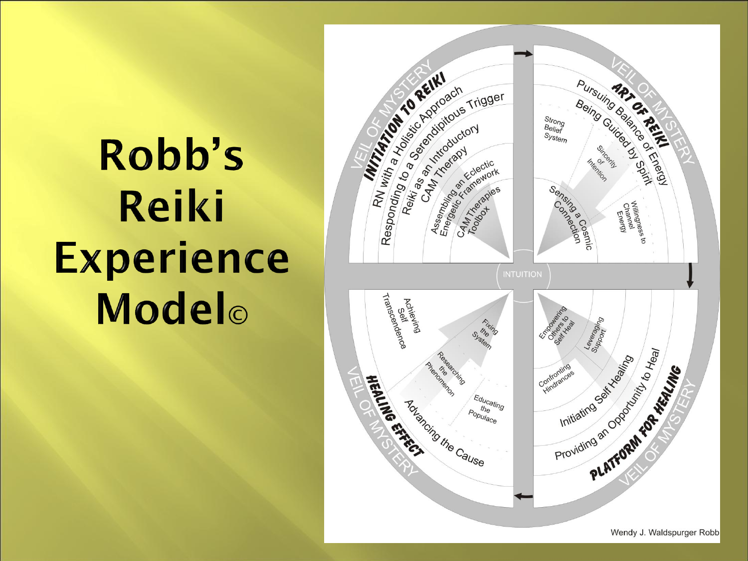# Robb's Reiki Experience Model©

VEIL OF MYSTERY

**INITIATION TO REIKI**

- RN with a Holistic Approach
- Responding to a Serendipitous Trigger
- Reiki as an Introductory CAM Therapy
- Assembling an Eclectic Energetic Framework
- CAM Therapies Toolbox

**ART OF REIKI**

- Pursuing Balance of Energy
- Being Guided by Spirit
- Strong Belief System
- Sincerity of Intention
- Sensing a Cosmic Connection
- Willingness to Channel Energy

INTUITION

**HEALING EFFECT**

- Advancing the Cause
- Achieving Self Transcendence
- Fixing the System
- Researching the Phenomenon
- Educating the Populace

**PLATFORM FOR HEALING**

- Providing an Opportunity to Heal
- Initiating Self Healing
- Empowering Others to Self Heal
- Leveraging Support
- Confronting Hindrances

Wendy J. Waldspurger Robb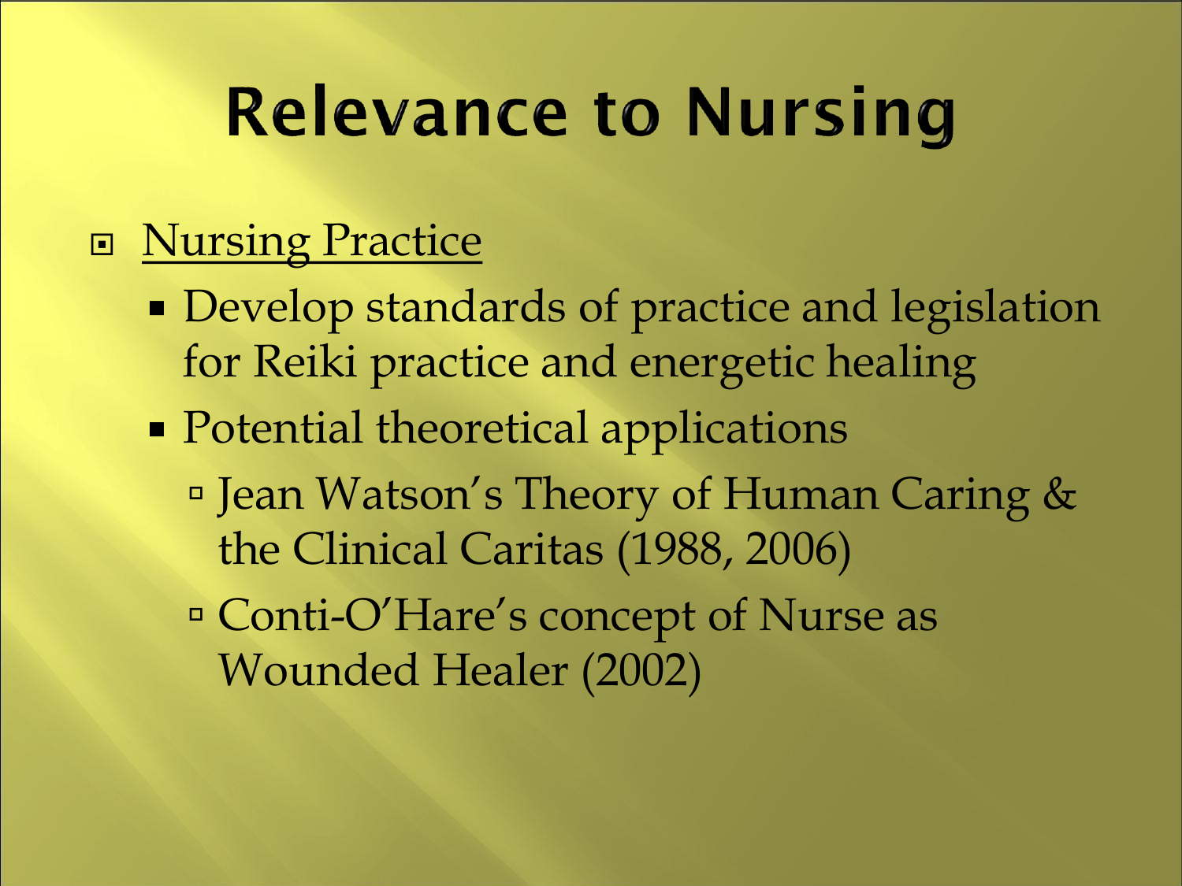# Relevance to Nursing

- <u>Nursing Practice</u>
  - Develop standards of practice and legislation for Reiki practice and energetic healing
  - Potential theoretical applications
    - Jean Watson's Theory of Human Caring & the Clinical Caritas (1988, 2006)
    - Conti-O'Hare's concept of Nurse as Wounded Healer (2002)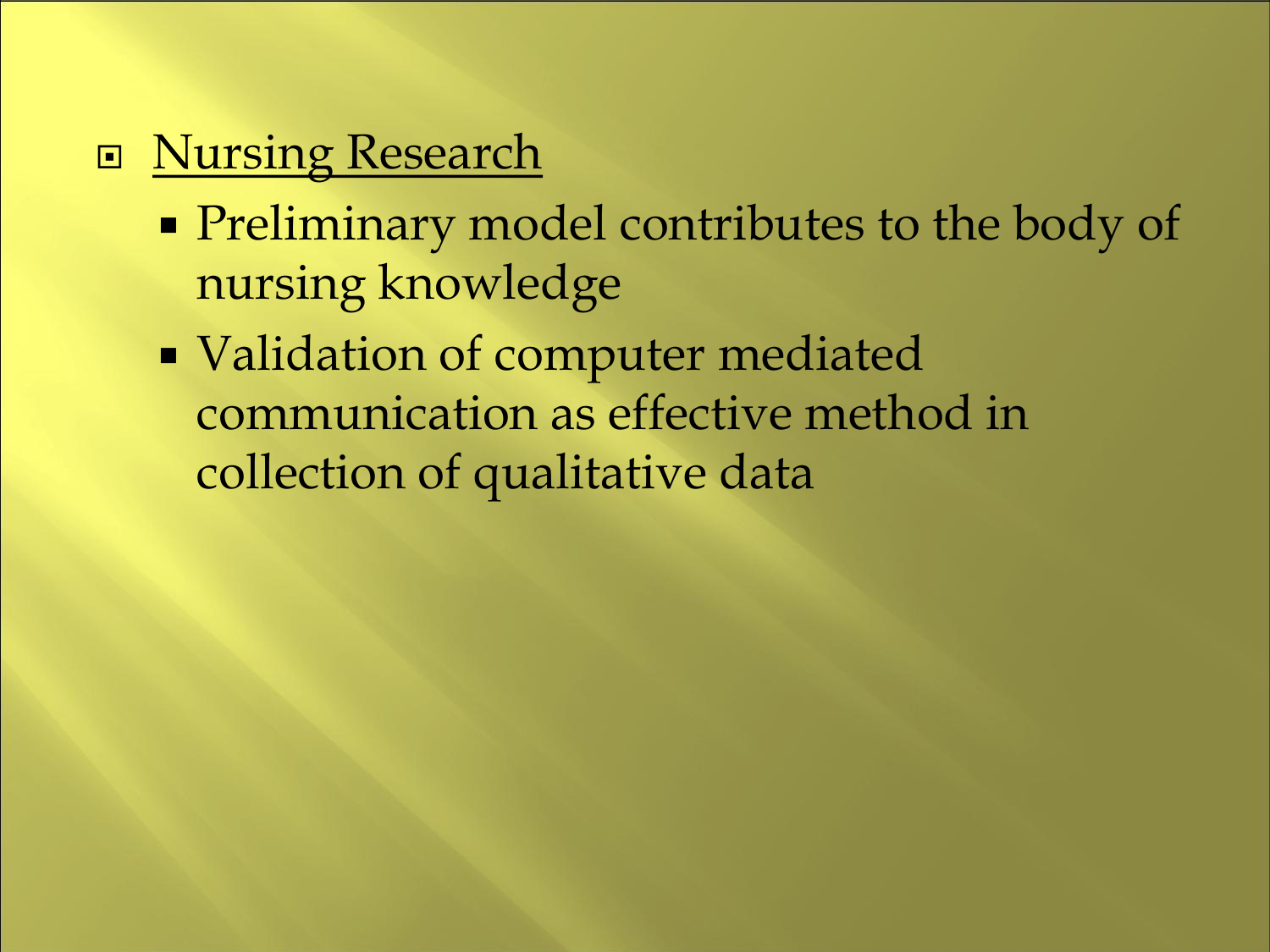- Nursing Research
  - Preliminary model contributes to the body of nursing knowledge
  - Validation of computer mediated communication as effective method in collection of qualitative data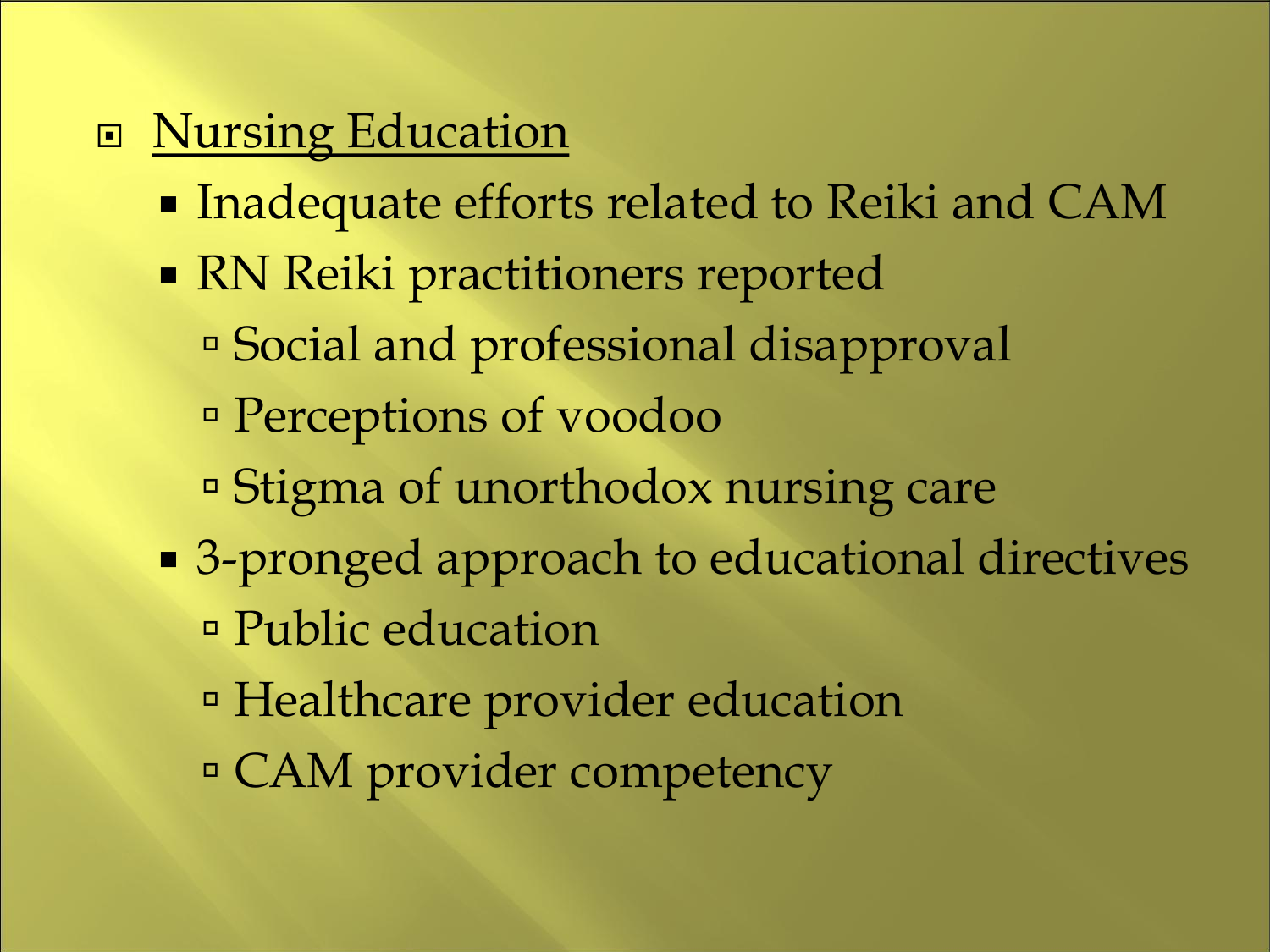- <u>Nursing Education</u>
  - Inadequate efforts related to Reiki and CAM
  - RN Reiki practitioners reported
    - Social and professional disapproval
    - Perceptions of voodoo
    - Stigma of unorthodox nursing care
  - 3-pronged approach to educational directives
    - Public education
    - Healthcare provider education
    - CAM provider competency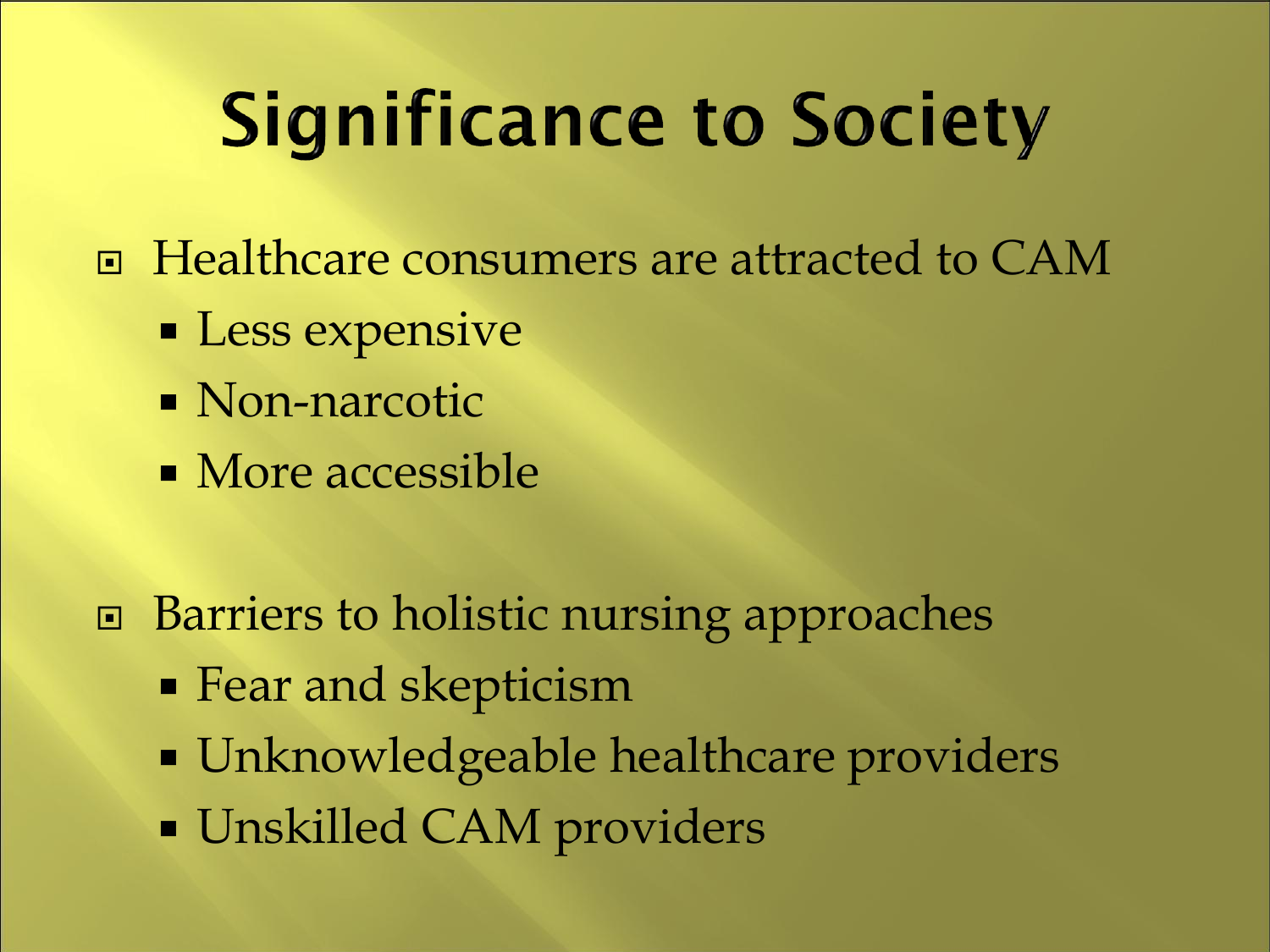# Significance to Society

- Healthcare consumers are attracted to CAM
  - Less expensive
  - Non-narcotic
  - More accessible

- Barriers to holistic nursing approaches
  - Fear and skepticism
  - Unknowledgeable healthcare providers
  - Unskilled CAM providers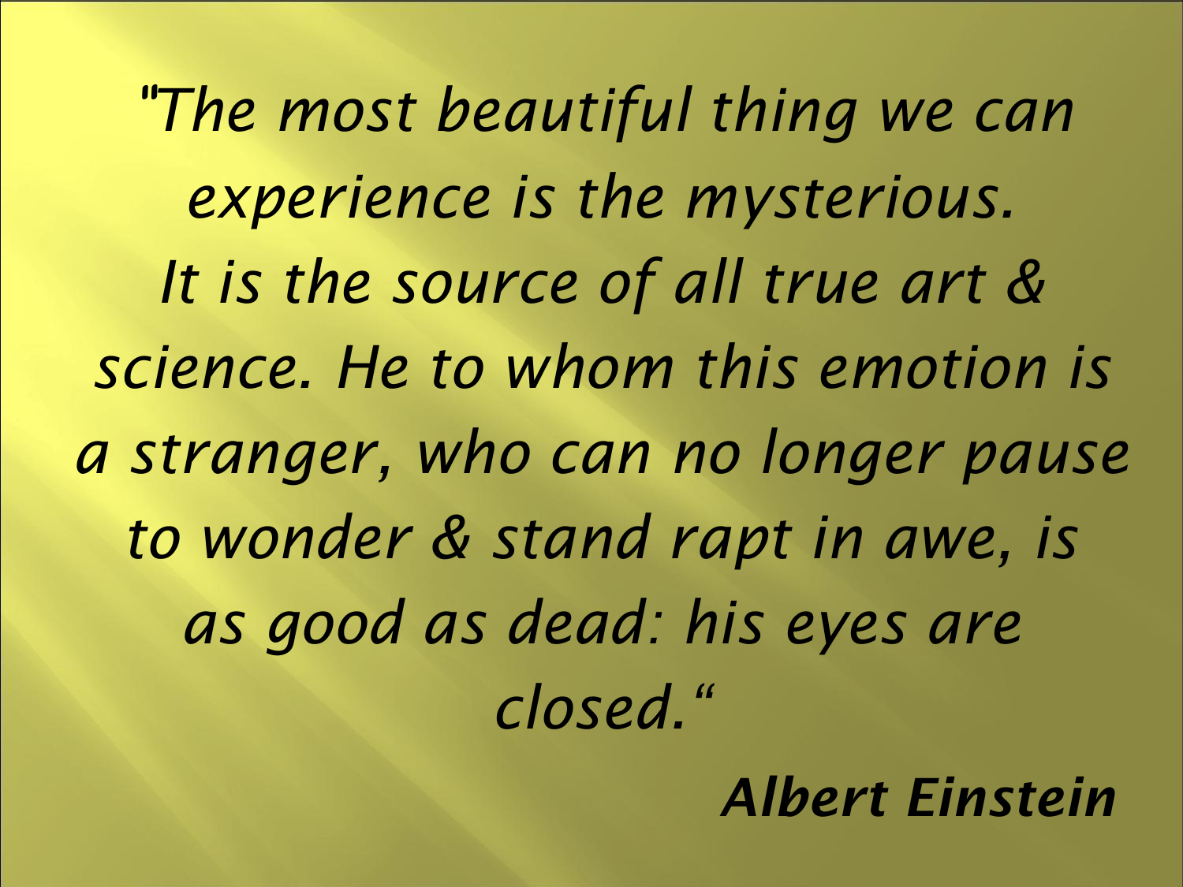*"The most beautiful thing we can experience is the mysterious. It is the source of all true art & science. He to whom this emotion is a stranger, who can no longer pause to wonder & stand rapt in awe, is as good as dead: his eyes are closed."*

***Albert Einstein***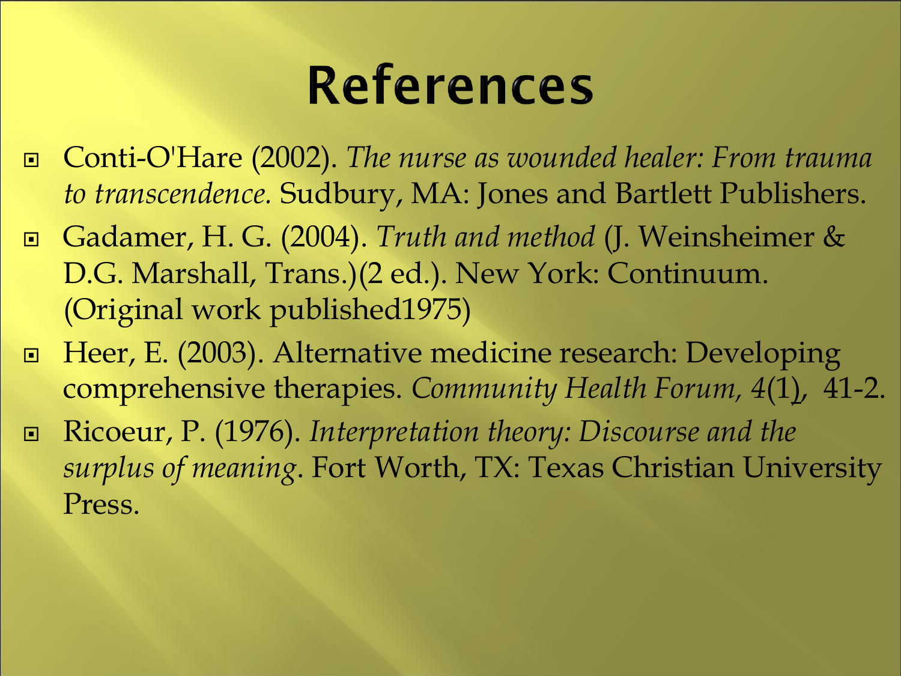# References

- Conti-O'Hare (2002). *The nurse as wounded healer: From trauma to transcendence.* Sudbury, MA: Jones and Bartlett Publishers.
- Gadamer, H. G. (2004). *Truth and method* (J. Weinsheimer & D.G. Marshall, Trans.)(2 ed.). New York: Continuum. (Original work published1975)
- Heer, E. (2003). Alternative medicine research: Developing comprehensive therapies. *Community Health Forum, 4*(1), 41-2.
- Ricoeur, P. (1976). *Interpretation theory: Discourse and the surplus of meaning*. Fort Worth, TX: Texas Christian University Press.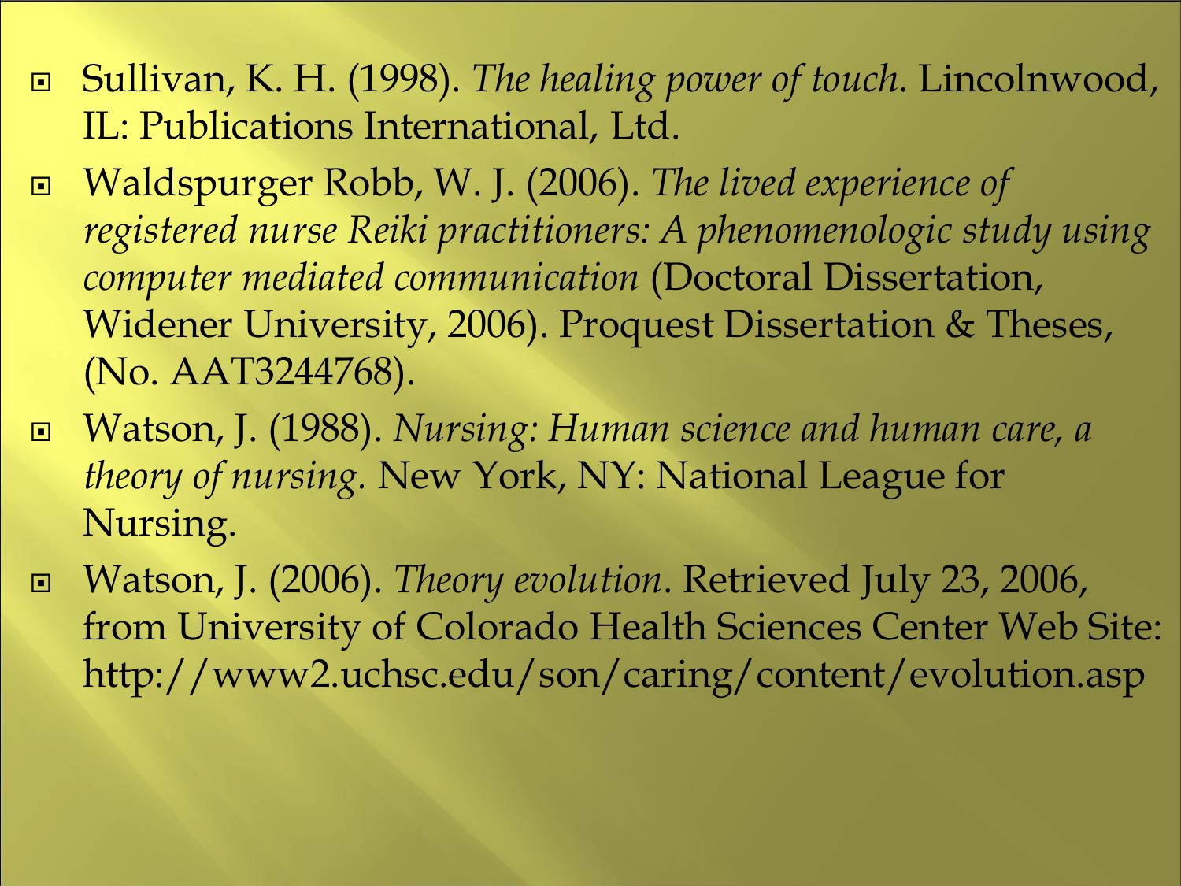- Sullivan, K. H. (1998). *The healing power of touch*. Lincolnwood, IL: Publications International, Ltd.
- Waldspurger Robb, W. J. (2006). *The lived experience of registered nurse Reiki practitioners: A phenomenologic study using computer mediated communication* (Doctoral Dissertation, Widener University, 2006). Proquest Dissertation & Theses, (No. AAT3244768).
- Watson, J. (1988). *Nursing: Human science and human care, a theory of nursing*. New York, NY: National League for Nursing.
- Watson, J. (2006). *Theory evolution*. Retrieved July 23, 2006, from University of Colorado Health Sciences Center Web Site: http://www2.uchsc.edu/son/caring/content/evolution.asp